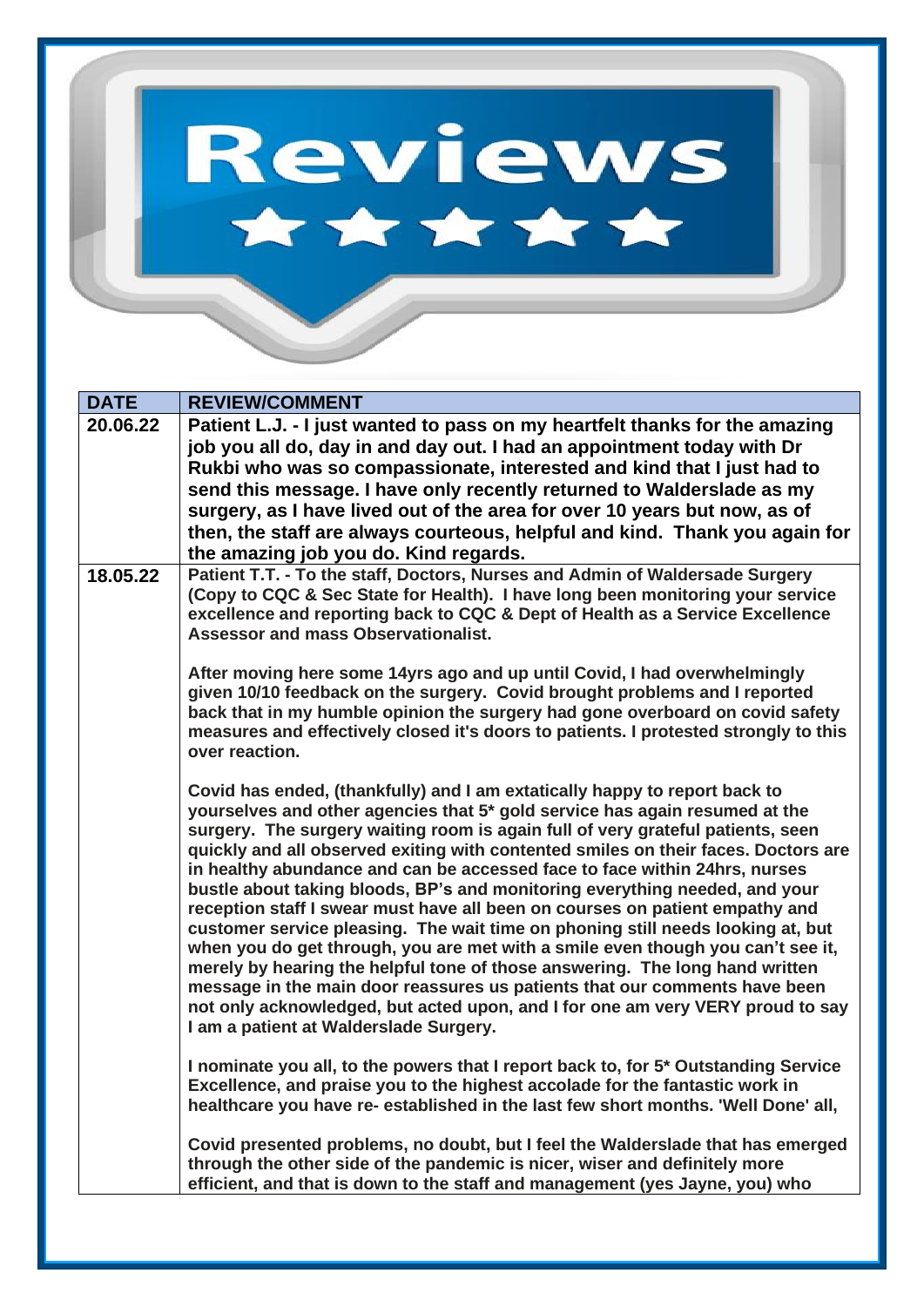# Reviews

| DATE | REVIEW/COMMENT |
| --- | --- |
| **20.06.22** | **Patient L.J. - I just wanted to pass on my heartfelt thanks for the amazing job you all do, day in and day out. I had an appointment today with Dr Rukbi who was so compassionate, interested and kind that I just had to send this message. I have only recently returned to Walderslade as my surgery, as I have lived out of the area for over 10 years but now, as of then, the staff are always courteous, helpful and kind. Thank you again for the amazing job you do. Kind regards.** |
| **18.05.22** | **Patient T.T. - To the staff, Doctors, Nurses and Admin of Waldersade Surgery (Copy to CQC & Sec State for Health). I have long been monitoring your service excellence and reporting back to CQC & Dept of Health as a Service Excellence Assessor and mass Observationalist.**<br><br>**After moving here some 14yrs ago and up until Covid, I had overwhelmingly given 10/10 feedback on the surgery. Covid brought problems and I reported back that in my humble opinion the surgery had gone overboard on covid safety measures and effectively closed it's doors to patients. I protested strongly to this over reaction.**<br><br>**Covid has ended, (thankfully) and I am extatically happy to report back to yourselves and other agencies that 5* gold service has again resumed at the surgery. The surgery waiting room is again full of very grateful patients, seen quickly and all observed exiting with contented smiles on their faces. Doctors are in healthy abundance and can be accessed face to face within 24hrs, nurses bustle about taking bloods, BP's and monitoring everything needed, and your reception staff I swear must have all been on courses on patient empathy and customer service pleasing. The wait time on phoning still needs looking at, but when you do get through, you are met with a smile even though you can't see it, merely by hearing the helpful tone of those answering. The long hand written message in the main door reassures us patients that our comments have been not only acknowledged, but acted upon, and I for one am very VERY proud to say I am a patient at Walderslade Surgery.**<br><br>**I nominate you all, to the powers that I report back to, for 5* Outstanding Service Excellence, and praise you to the highest accolade for the fantastic work in healthcare you have re- established in the last few short months. 'Well Done' all,**<br><br>**Covid presented problems, no doubt, but I feel the Walderslade that has emerged through the other side of the pandemic is nicer, wiser and definitely more efficient, and that is down to the staff and management (yes Jayne, you) who** |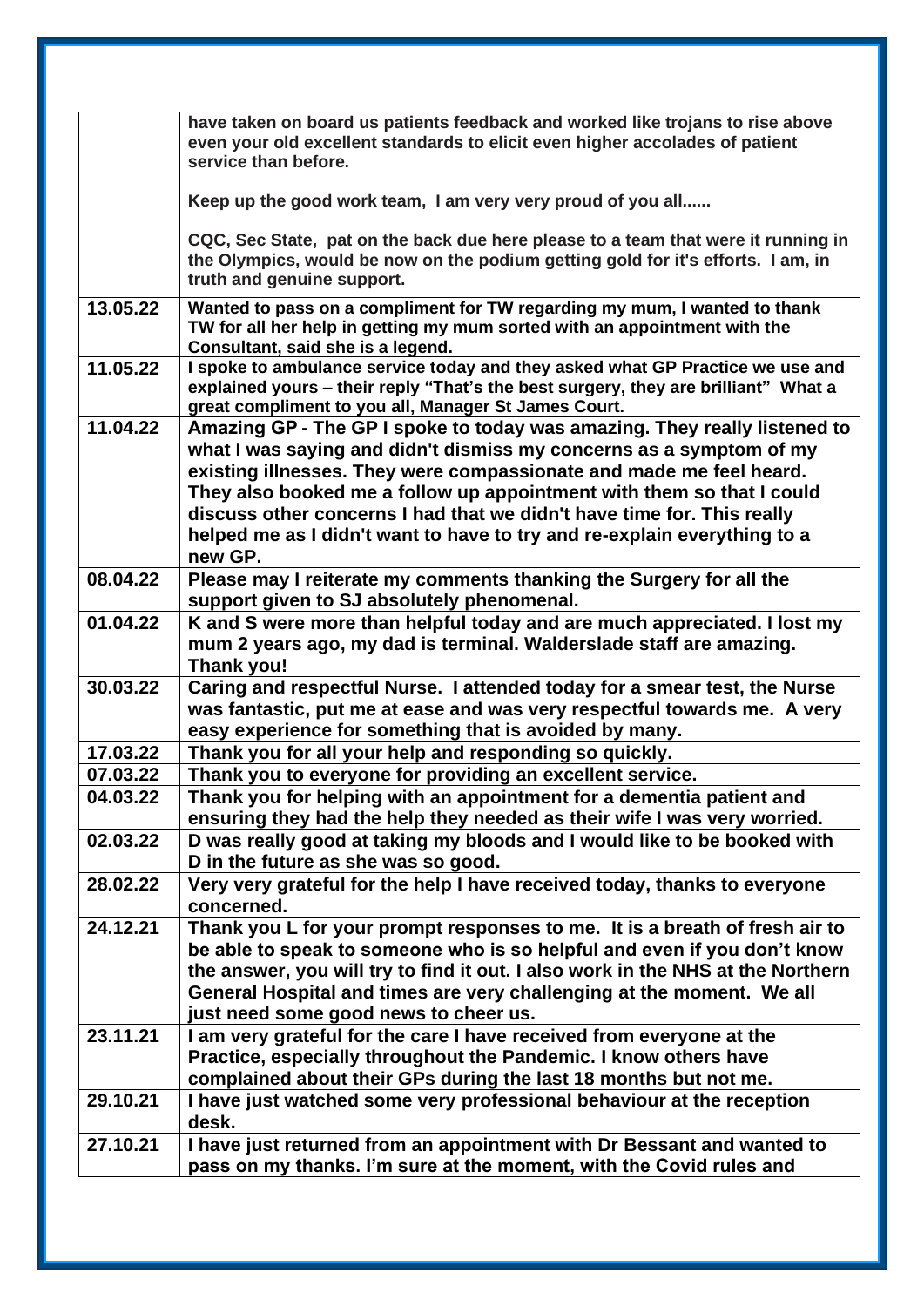| | |
|---|---|
| | **have taken on board us patients feedback and worked like trojans to rise above even your old excellent standards to elicit even higher accolades of patient service than before.**<br><br>**Keep up the good work team, I am very very proud of you all......**<br><br>**CQC, Sec State, pat on the back due here please to a team that were it running in the Olympics, would be now on the podium getting gold for it's efforts. I am, in truth and genuine support.** |
| **13.05.22** | **Wanted to pass on a compliment for TW regarding my mum, I wanted to thank TW for all her help in getting my mum sorted with an appointment with the Consultant, said she is a legend.** |
| **11.05.22** | **I spoke to ambulance service today and they asked what GP Practice we use and explained yours – their reply "That's the best surgery, they are brilliant" What a great compliment to you all, Manager St James Court.** |
| **11.04.22** | **Amazing GP - The GP I spoke to today was amazing. They really listened to what I was saying and didn't dismiss my concerns as a symptom of my existing illnesses. They were compassionate and made me feel heard. They also booked me a follow up appointment with them so that I could discuss other concerns I had that we didn't have time for. This really helped me as I didn't want to have to try and re-explain everything to a new GP.** |
| **08.04.22** | **Please may I reiterate my comments thanking the Surgery for all the support given to SJ absolutely phenomenal.** |
| **01.04.22** | **K and S were more than helpful today and are much appreciated. I lost my mum 2 years ago, my dad is terminal. Walderslade staff are amazing. Thank you!** |
| **30.03.22** | **Caring and respectful Nurse. I attended today for a smear test, the Nurse was fantastic, put me at ease and was very respectful towards me. A very easy experience for something that is avoided by many.** |
| **17.03.22** | **Thank you for all your help and responding so quickly.** |
| **07.03.22** | **Thank you to everyone for providing an excellent service.** |
| **04.03.22** | **Thank you for helping with an appointment for a dementia patient and ensuring they had the help they needed as their wife I was very worried.** |
| **02.03.22** | **D was really good at taking my bloods and I would like to be booked with D in the future as she was so good.** |
| **28.02.22** | **Very very grateful for the help I have received today, thanks to everyone concerned.** |
| **24.12.21** | **Thank you L for your prompt responses to me. It is a breath of fresh air to be able to speak to someone who is so helpful and even if you don't know the answer, you will try to find it out. I also work in the NHS at the Northern General Hospital and times are very challenging at the moment. We all just need some good news to cheer us.** |
| **23.11.21** | **I am very grateful for the care I have received from everyone at the Practice, especially throughout the Pandemic. I know others have complained about their GPs during the last 18 months but not me.** |
| **29.10.21** | **I have just watched some very professional behaviour at the reception desk.** |
| **27.10.21** | **I have just returned from an appointment with Dr Bessant and wanted to pass on my thanks. I'm sure at the moment, with the Covid rules and** |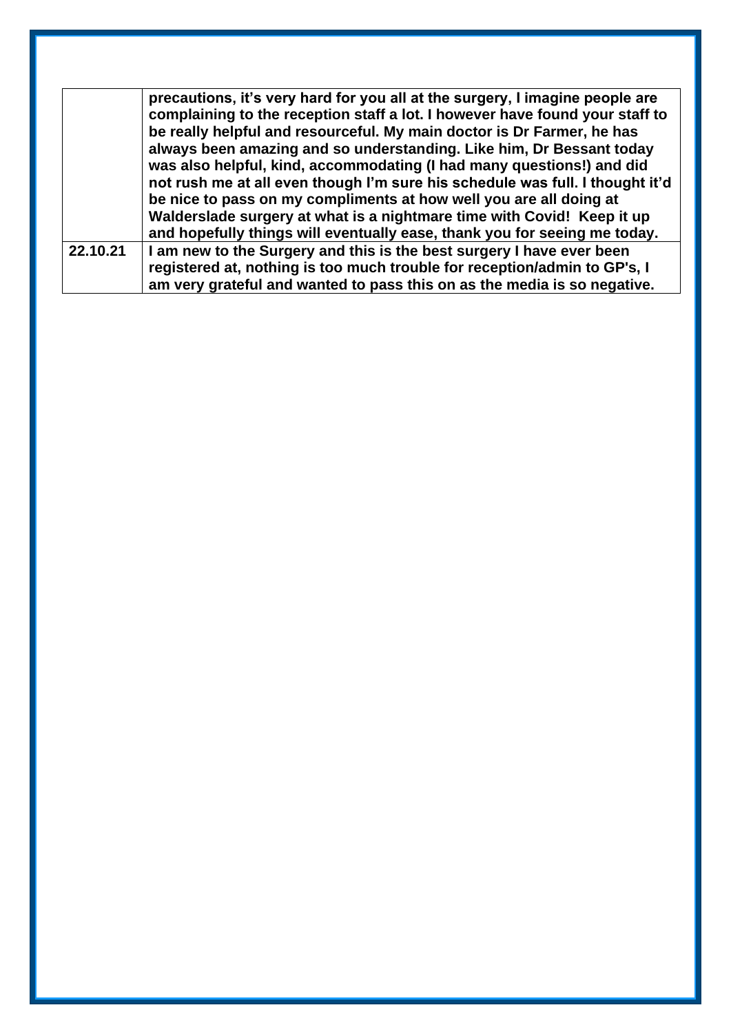| | |
|---|---|
| | **precautions, it's very hard for you all at the surgery, I imagine people are complaining to the reception staff a lot. I however have found your staff to be really helpful and resourceful. My main doctor is Dr Farmer, he has always been amazing and so understanding. Like him, Dr Bessant today was also helpful, kind, accommodating (I had many questions!) and did not rush me at all even though I'm sure his schedule was full. I thought it'd be nice to pass on my compliments at how well you are all doing at Walderslade surgery at what is a nightmare time with Covid! Keep it up and hopefully things will eventually ease, thank you for seeing me today.** |
| **22.10.21** | **I am new to the Surgery and this is the best surgery I have ever been registered at, nothing is too much trouble for reception/admin to GP's, I am very grateful and wanted to pass this on as the media is so negative.** |